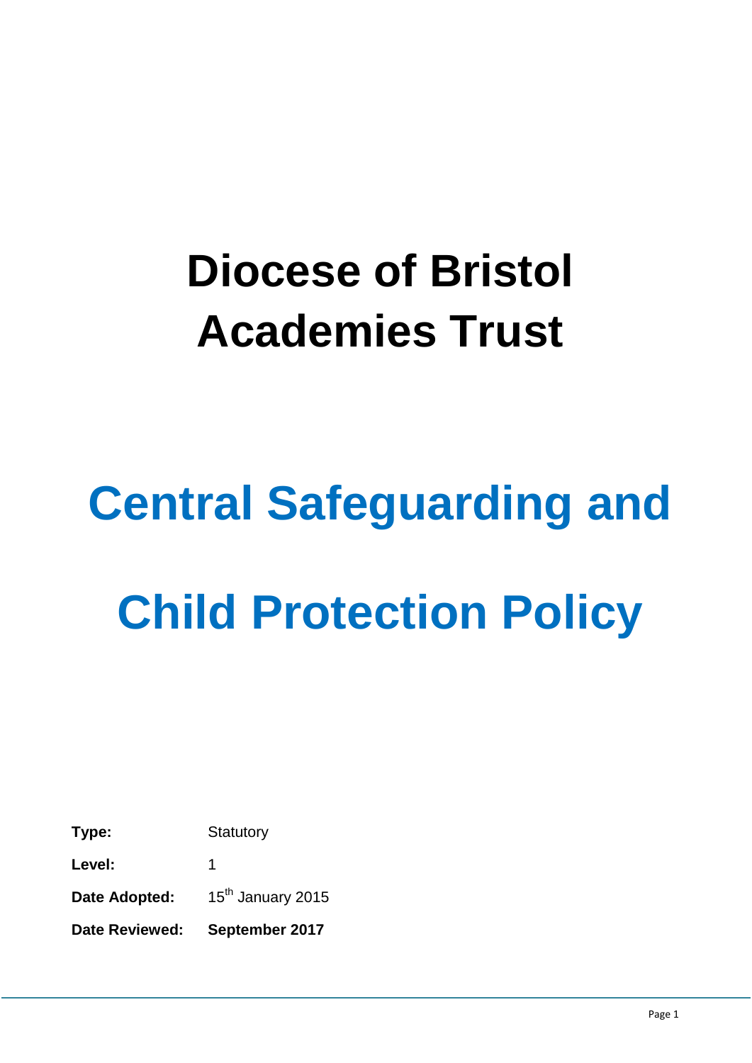# Diocese of Bristol Academies Trust

# Central Safeguarding and Child Protection Policy

**Type:** Statutory

**Level:** 1

**Date Adopted:** 15th January 2015

**Date Reviewed:** **September 2017**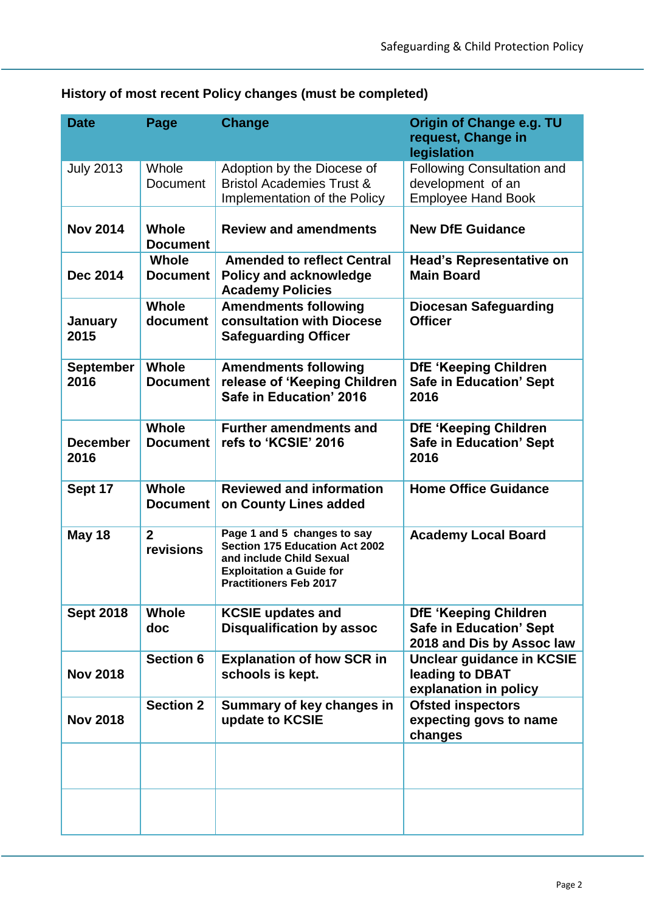**History of most recent Policy changes (must be completed)**

| Date | Page | Change | Origin of Change e.g. TU request, Change in legislation |
|---|---|---|---|
| July 2013 | Whole Document | Adoption by the Diocese of Bristol Academies Trust & Implementation of the Policy | Following Consultation and development of an Employee Hand Book |
| **Nov 2014** | **Whole Document** | **Review and amendments** | **New DfE Guidance** |
| **Dec 2014** | **Whole Document** | **Amended to reflect Central Policy and acknowledge Academy Policies** | **Head's Representative on Main Board** |
| **January 2015** | **Whole document** | **Amendments following consultation with Diocese Safeguarding Officer** | **Diocesan Safeguarding Officer** |
| **September 2016** | **Whole Document** | **Amendments following release of 'Keeping Children Safe in Education' 2016** | **DfE 'Keeping Children Safe in Education' Sept 2016** |
| **December 2016** | **Whole Document** | **Further amendments and refs to 'KCSIE' 2016** | **DfE 'Keeping Children Safe in Education' Sept 2016** |
| **Sept 17** | **Whole Document** | **Reviewed and information on County Lines added** | **Home Office Guidance** |
| **May 18** | **2 revisions** | **Page 1 and 5 changes to say Section 175 Education Act 2002 and include Child Sexual Exploitation a Guide for Practitioners Feb 2017** | **Academy Local Board** |
| **Sept 2018** | **Whole doc** | **KCSIE updates and Disqualification by assoc** | **DfE 'Keeping Children Safe in Education' Sept 2018 and Dis by Assoc law** |
| **Nov 2018** | **Section 6** | **Explanation of how SCR in schools is kept.** | **Unclear guidance in KCSIE leading to DBAT explanation in policy** |
| **Nov 2018** | **Section 2** | **Summary of key changes in update to KCSIE** | **Ofsted inspectors expecting govs to name changes** |
| | | | |
| | | | |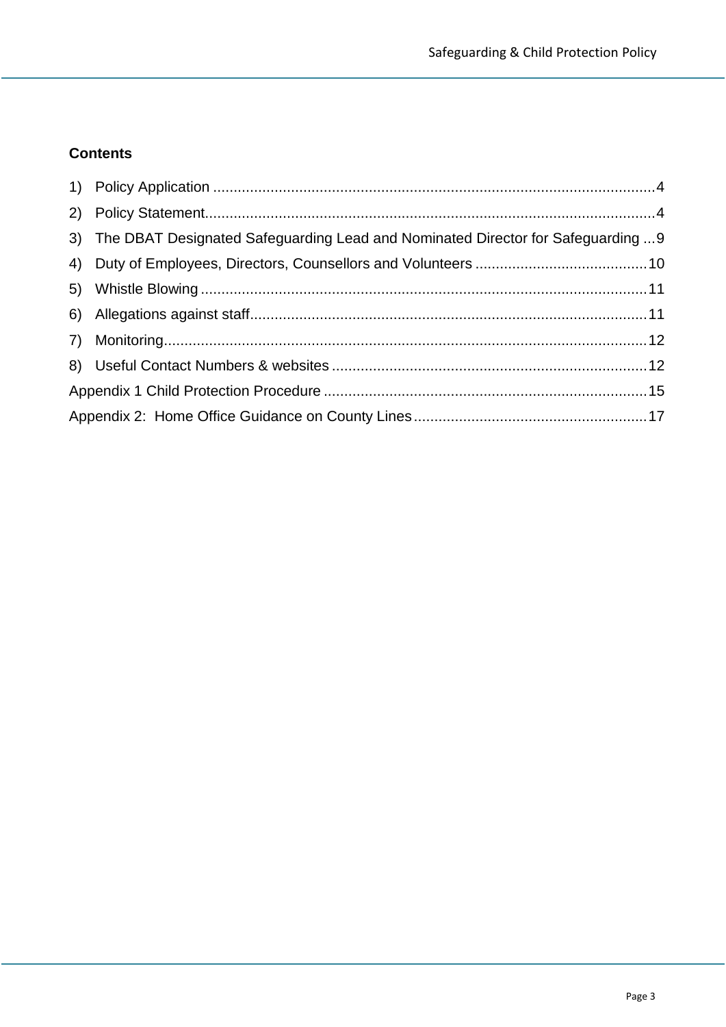**Contents**

1) Policy Application ........................................................................................................... 4
2) Policy Statement............................................................................................................. 4
3) The DBAT Designated Safeguarding Lead and Nominated Director for Safeguarding ... 9
4) Duty of Employees, Directors, Counsellors and Volunteers .......................................... 10
5) Whistle Blowing ............................................................................................................ 11
6) Allegations against staff................................................................................................ 11
7) Monitoring..................................................................................................................... 12
8) Useful Contact Numbers & websites ............................................................................ 12

Appendix 1 Child Protection Procedure .............................................................................. 15

Appendix 2: Home Office Guidance on County Lines ........................................................ 17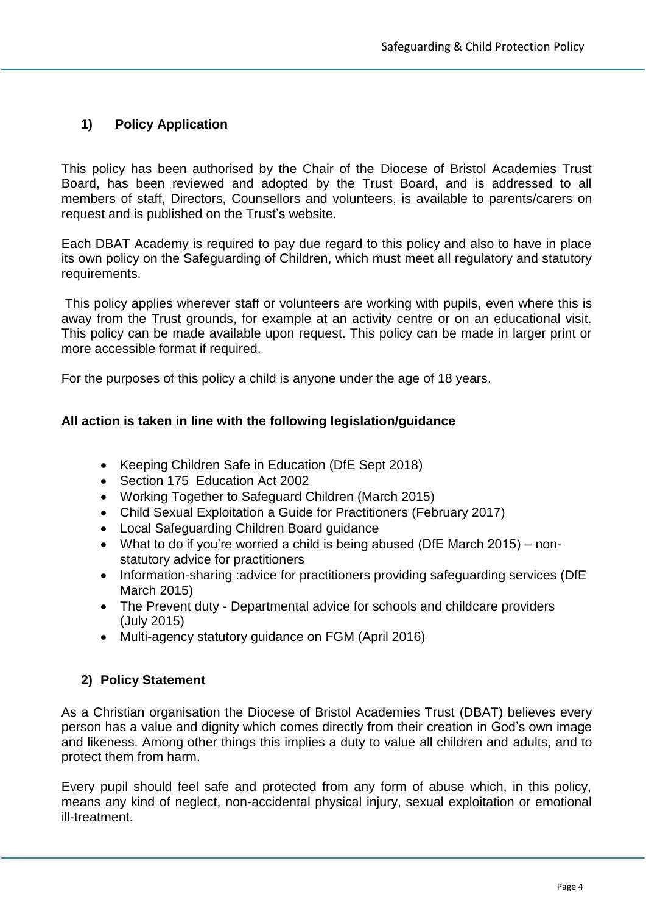## 1) Policy Application

This policy has been authorised by the Chair of the Diocese of Bristol Academies Trust Board, has been reviewed and adopted by the Trust Board, and is addressed to all members of staff, Directors, Counsellors and volunteers, is available to parents/carers on request and is published on the Trust's website.

Each DBAT Academy is required to pay due regard to this policy and also to have in place its own policy on the Safeguarding of Children, which must meet all regulatory and statutory requirements.

This policy applies wherever staff or volunteers are working with pupils, even where this is away from the Trust grounds, for example at an activity centre or on an educational visit. This policy can be made available upon request. This policy can be made in larger print or more accessible format if required.

For the purposes of this policy a child is anyone under the age of 18 years.

**All action is taken in line with the following legislation/guidance**

- Keeping Children Safe in Education (DfE Sept 2018)
- Section 175 Education Act 2002
- Working Together to Safeguard Children (March 2015)
- Child Sexual Exploitation a Guide for Practitioners (February 2017)
- Local Safeguarding Children Board guidance
- What to do if you're worried a child is being abused (DfE March 2015) – non-statutory advice for practitioners
- Information-sharing :advice for practitioners providing safeguarding services (DfE March 2015)
- The Prevent duty - Departmental advice for schools and childcare providers (July 2015)
- Multi-agency statutory guidance on FGM (April 2016)

## 2) Policy Statement

As a Christian organisation the Diocese of Bristol Academies Trust (DBAT) believes every person has a value and dignity which comes directly from their creation in God's own image and likeness. Among other things this implies a duty to value all children and adults, and to protect them from harm.

Every pupil should feel safe and protected from any form of abuse which, in this policy, means any kind of neglect, non-accidental physical injury, sexual exploitation or emotional ill-treatment.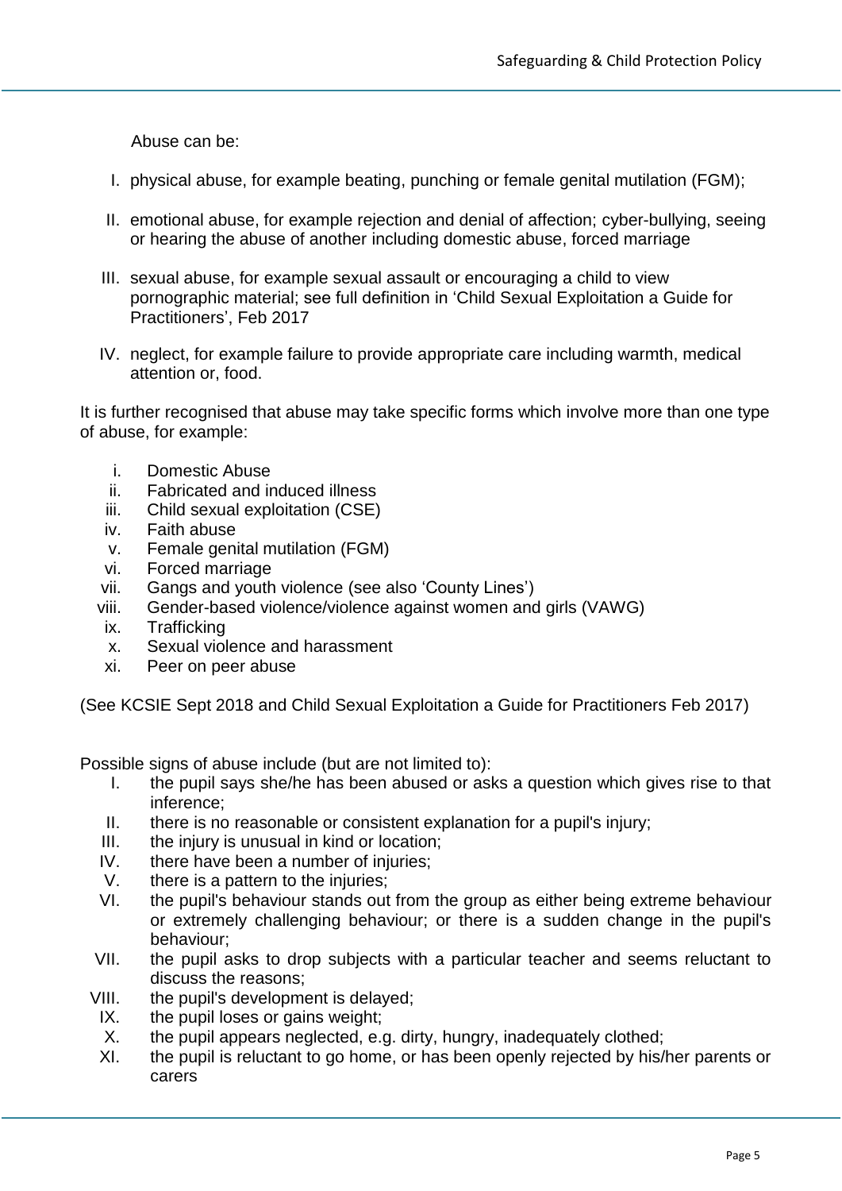Abuse can be:

I. physical abuse, for example beating, punching or female genital mutilation (FGM);

II. emotional abuse, for example rejection and denial of affection; cyber-bullying, seeing or hearing the abuse of another including domestic abuse, forced marriage

III. sexual abuse, for example sexual assault or encouraging a child to view pornographic material; see full definition in 'Child Sexual Exploitation a Guide for Practitioners', Feb 2017

IV. neglect, for example failure to provide appropriate care including warmth, medical attention or, food.

It is further recognised that abuse may take specific forms which involve more than one type of abuse, for example:

i. Domestic Abuse
ii. Fabricated and induced illness
iii. Child sexual exploitation (CSE)
iv. Faith abuse
v. Female genital mutilation (FGM)
vi. Forced marriage
vii. Gangs and youth violence (see also 'County Lines')
viii. Gender-based violence/violence against women and girls (VAWG)
ix. Trafficking
x. Sexual violence and harassment
xi. Peer on peer abuse

(See KCSIE Sept 2018 and Child Sexual Exploitation a Guide for Practitioners Feb 2017)

Possible signs of abuse include (but are not limited to):

I. the pupil says she/he has been abused or asks a question which gives rise to that inference;
II. there is no reasonable or consistent explanation for a pupil's injury;
III. the injury is unusual in kind or location;
IV. there have been a number of injuries;
V. there is a pattern to the injuries;
VI. the pupil's behaviour stands out from the group as either being extreme behaviour or extremely challenging behaviour; or there is a sudden change in the pupil's behaviour;
VII. the pupil asks to drop subjects with a particular teacher and seems reluctant to discuss the reasons;
VIII. the pupil's development is delayed;
IX. the pupil loses or gains weight;
X. the pupil appears neglected, e.g. dirty, hungry, inadequately clothed;
XI. the pupil is reluctant to go home, or has been openly rejected by his/her parents or carers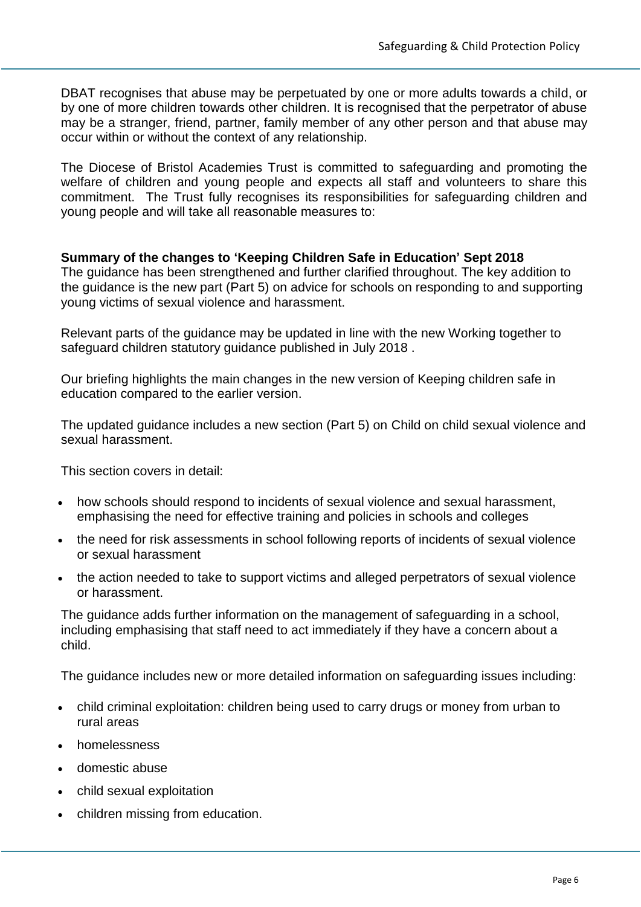DBAT recognises that abuse may be perpetuated by one or more adults towards a child, or by one of more children towards other children. It is recognised that the perpetrator of abuse may be a stranger, friend, partner, family member of any other person and that abuse may occur within or without the context of any relationship.

The Diocese of Bristol Academies Trust is committed to safeguarding and promoting the welfare of children and young people and expects all staff and volunteers to share this commitment. The Trust fully recognises its responsibilities for safeguarding children and young people and will take all reasonable measures to:

**Summary of the changes to 'Keeping Children Safe in Education' Sept 2018**
The guidance has been strengthened and further clarified throughout. The key addition to the guidance is the new part (Part 5) on advice for schools on responding to and supporting young victims of sexual violence and harassment.

Relevant parts of the guidance may be updated in line with the new Working together to safeguard children statutory guidance published in July 2018 .

Our briefing highlights the main changes in the new version of Keeping children safe in education compared to the earlier version.

The updated guidance includes a new section (Part 5) on Child on child sexual violence and sexual harassment.

This section covers in detail:

- how schools should respond to incidents of sexual violence and sexual harassment, emphasising the need for effective training and policies in schools and colleges
- the need for risk assessments in school following reports of incidents of sexual violence or sexual harassment
- the action needed to take to support victims and alleged perpetrators of sexual violence or harassment.

The guidance adds further information on the management of safeguarding in a school, including emphasising that staff need to act immediately if they have a concern about a child.

The guidance includes new or more detailed information on safeguarding issues including:

- child criminal exploitation: children being used to carry drugs or money from urban to rural areas
- homelessness
- domestic abuse
- child sexual exploitation
- children missing from education.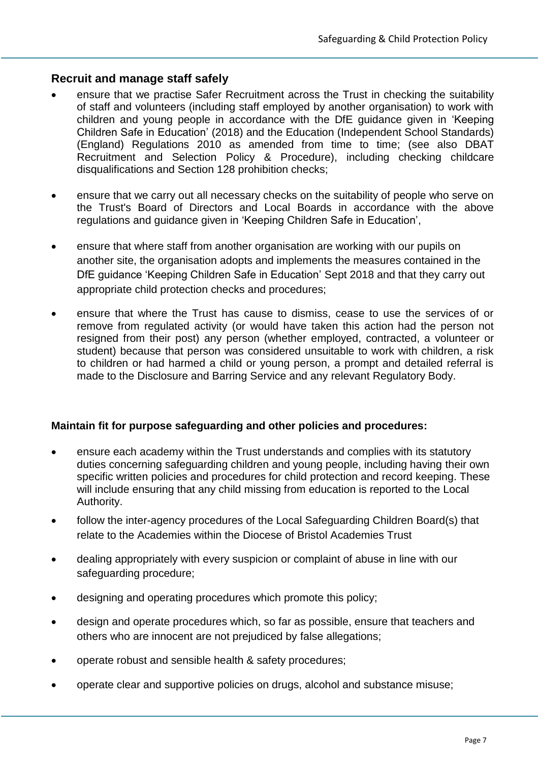### Recruit and manage staff safely

- ensure that we practise Safer Recruitment across the Trust in checking the suitability of staff and volunteers (including staff employed by another organisation) to work with children and young people in accordance with the DfE guidance given in 'Keeping Children Safe in Education' (2018) and the Education (Independent School Standards) (England) Regulations 2010 as amended from time to time; (see also DBAT Recruitment and Selection Policy & Procedure), including checking childcare disqualifications and Section 128 prohibition checks;

- ensure that we carry out all necessary checks on the suitability of people who serve on the Trust's Board of Directors and Local Boards in accordance with the above regulations and guidance given in 'Keeping Children Safe in Education',

- ensure that where staff from another organisation are working with our pupils on another site, the organisation adopts and implements the measures contained in the DfE guidance 'Keeping Children Safe in Education' Sept 2018 and that they carry out appropriate child protection checks and procedures;

- ensure that where the Trust has cause to dismiss, cease to use the services of or remove from regulated activity (or would have taken this action had the person not resigned from their post) any person (whether employed, contracted, a volunteer or student) because that person was considered unsuitable to work with children, a risk to children or had harmed a child or young person, a prompt and detailed referral is made to the Disclosure and Barring Service and any relevant Regulatory Body.

**Maintain fit for purpose safeguarding and other policies and procedures:**

- ensure each academy within the Trust understands and complies with its statutory duties concerning safeguarding children and young people, including having their own specific written policies and procedures for child protection and record keeping. These will include ensuring that any child missing from education is reported to the Local Authority.
- follow the inter-agency procedures of the Local Safeguarding Children Board(s) that relate to the Academies within the Diocese of Bristol Academies Trust
- dealing appropriately with every suspicion or complaint of abuse in line with our safeguarding procedure;
- designing and operating procedures which promote this policy;
- design and operate procedures which, so far as possible, ensure that teachers and others who are innocent are not prejudiced by false allegations;
- operate robust and sensible health & safety procedures;
- operate clear and supportive policies on drugs, alcohol and substance misuse;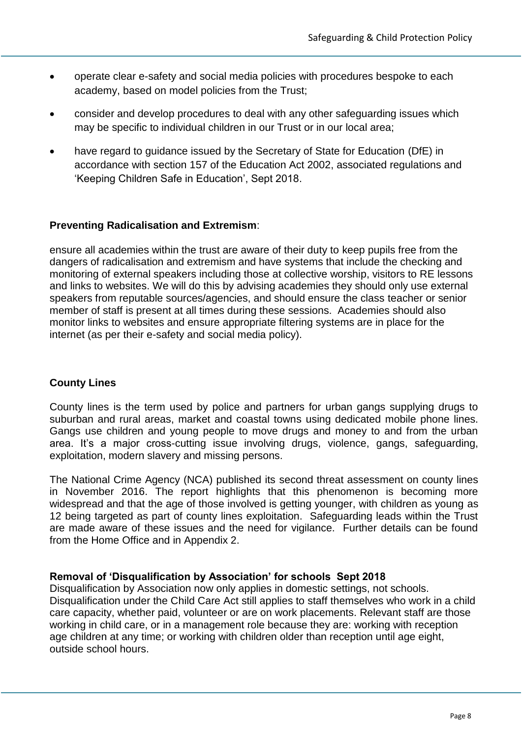- operate clear e-safety and social media policies with procedures bespoke to each academy, based on model policies from the Trust;
- consider and develop procedures to deal with any other safeguarding issues which may be specific to individual children in our Trust or in our local area;
- have regard to guidance issued by the Secretary of State for Education (DfE) in accordance with section 157 of the Education Act 2002, associated regulations and 'Keeping Children Safe in Education', Sept 2018.

**Preventing Radicalisation and Extremism**:

ensure all academies within the trust are aware of their duty to keep pupils free from the dangers of radicalisation and extremism and have systems that include the checking and monitoring of external speakers including those at collective worship, visitors to RE lessons and links to websites. We will do this by advising academies they should only use external speakers from reputable sources/agencies, and should ensure the class teacher or senior member of staff is present at all times during these sessions. Academies should also monitor links to websites and ensure appropriate filtering systems are in place for the internet (as per their e-safety and social media policy).

**County Lines**

County lines is the term used by police and partners for urban gangs supplying drugs to suburban and rural areas, market and coastal towns using dedicated mobile phone lines. Gangs use children and young people to move drugs and money to and from the urban area. It's a major cross-cutting issue involving drugs, violence, gangs, safeguarding, exploitation, modern slavery and missing persons.

The National Crime Agency (NCA) published its second threat assessment on county lines in November 2016. The report highlights that this phenomenon is becoming more widespread and that the age of those involved is getting younger, with children as young as 12 being targeted as part of county lines exploitation. Safeguarding leads within the Trust are made aware of these issues and the need for vigilance. Further details can be found from the Home Office and in Appendix 2.

**Removal of 'Disqualification by Association' for schools Sept 2018**

Disqualification by Association now only applies in domestic settings, not schools. Disqualification under the Child Care Act still applies to staff themselves who work in a child care capacity, whether paid, volunteer or are on work placements. Relevant staff are those working in child care, or in a management role because they are: working with reception age children at any time; or working with children older than reception until age eight, outside school hours.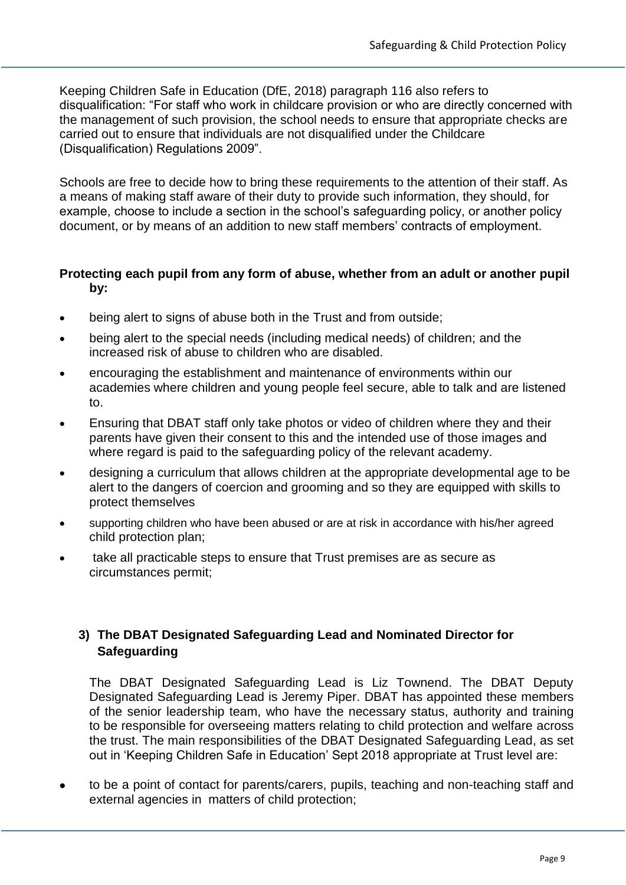Keeping Children Safe in Education (DfE, 2018) paragraph 116 also refers to disqualification: "For staff who work in childcare provision or who are directly concerned with the management of such provision, the school needs to ensure that appropriate checks are carried out to ensure that individuals are not disqualified under the Childcare (Disqualification) Regulations 2009".

Schools are free to decide how to bring these requirements to the attention of their staff. As a means of making staff aware of their duty to provide such information, they should, for example, choose to include a section in the school's safeguarding policy, or another policy document, or by means of an addition to new staff members' contracts of employment.

**Protecting each pupil from any form of abuse, whether from an adult or another pupil by:**

- being alert to signs of abuse both in the Trust and from outside;
- being alert to the special needs (including medical needs) of children; and the increased risk of abuse to children who are disabled.
- encouraging the establishment and maintenance of environments within our academies where children and young people feel secure, able to talk and are listened to.
- Ensuring that DBAT staff only take photos or video of children where they and their parents have given their consent to this and the intended use of those images and where regard is paid to the safeguarding policy of the relevant academy.
- designing a curriculum that allows children at the appropriate developmental age to be alert to the dangers of coercion and grooming and so they are equipped with skills to protect themselves
- supporting children who have been abused or are at risk in accordance with his/her agreed child protection plan;
- take all practicable steps to ensure that Trust premises are as secure as circumstances permit;

## 3) The DBAT Designated Safeguarding Lead and Nominated Director for Safeguarding

The DBAT Designated Safeguarding Lead is Liz Townend. The DBAT Deputy Designated Safeguarding Lead is Jeremy Piper. DBAT has appointed these members of the senior leadership team, who have the necessary status, authority and training to be responsible for overseeing matters relating to child protection and welfare across the trust. The main responsibilities of the DBAT Designated Safeguarding Lead, as set out in 'Keeping Children Safe in Education' Sept 2018 appropriate at Trust level are:

- to be a point of contact for parents/carers, pupils, teaching and non-teaching staff and external agencies in matters of child protection;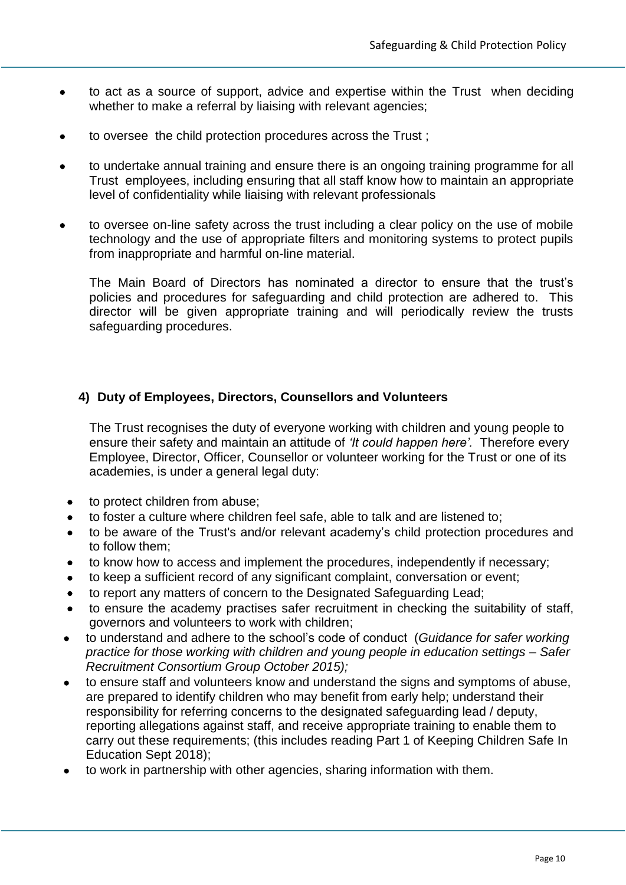- to act as a source of support, advice and expertise within the Trust when deciding whether to make a referral by liaising with relevant agencies;
- to oversee the child protection procedures across the Trust ;
- to undertake annual training and ensure there is an ongoing training programme for all Trust employees, including ensuring that all staff know how to maintain an appropriate level of confidentiality while liaising with relevant professionals
- to oversee on-line safety across the trust including a clear policy on the use of mobile technology and the use of appropriate filters and monitoring systems to protect pupils from inappropriate and harmful on-line material.

  The Main Board of Directors has nominated a director to ensure that the trust's policies and procedures for safeguarding and child protection are adhered to. This director will be given appropriate training and will periodically review the trusts safeguarding procedures.

### 4) Duty of Employees, Directors, Counsellors and Volunteers

The Trust recognises the duty of everyone working with children and young people to ensure their safety and maintain an attitude of *'It could happen here'.* Therefore every Employee, Director, Officer, Counsellor or volunteer working for the Trust or one of its academies, is under a general legal duty:

- to protect children from abuse;
- to foster a culture where children feel safe, able to talk and are listened to;
- to be aware of the Trust's and/or relevant academy's child protection procedures and to follow them;
- to know how to access and implement the procedures, independently if necessary;
- to keep a sufficient record of any significant complaint, conversation or event;
- to report any matters of concern to the Designated Safeguarding Lead;
- to ensure the academy practises safer recruitment in checking the suitability of staff, governors and volunteers to work with children;
- to understand and adhere to the school's code of conduct (*Guidance for safer working practice for those working with children and young people in education settings – Safer Recruitment Consortium Group October 2015);*
- to ensure staff and volunteers know and understand the signs and symptoms of abuse, are prepared to identify children who may benefit from early help; understand their responsibility for referring concerns to the designated safeguarding lead / deputy, reporting allegations against staff, and receive appropriate training to enable them to carry out these requirements; (this includes reading Part 1 of Keeping Children Safe In Education Sept 2018);
- to work in partnership with other agencies, sharing information with them.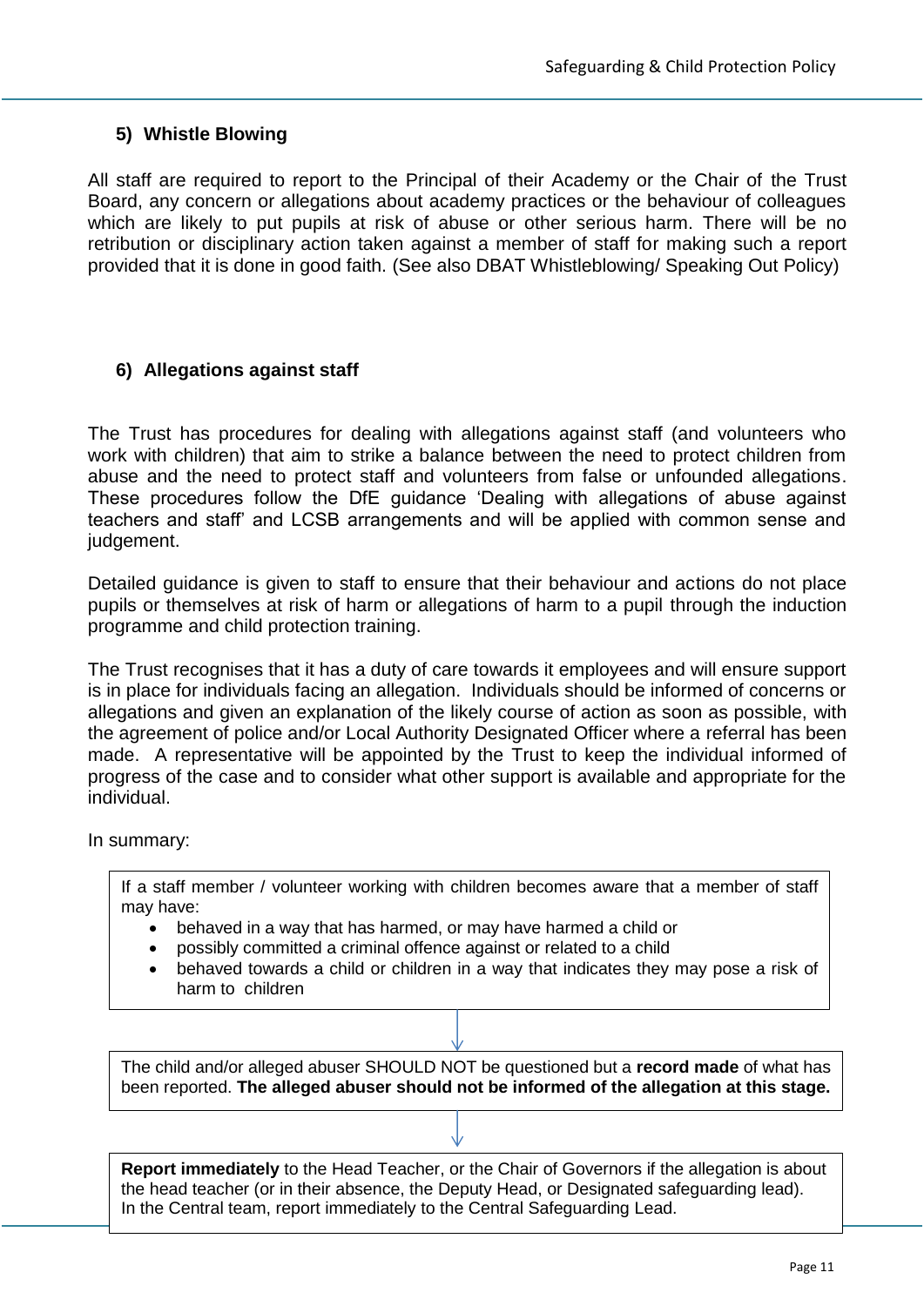## 5) Whistle Blowing

All staff are required to report to the Principal of their Academy or the Chair of the Trust Board, any concern or allegations about academy practices or the behaviour of colleagues which are likely to put pupils at risk of abuse or other serious harm. There will be no retribution or disciplinary action taken against a member of staff for making such a report provided that it is done in good faith. (See also DBAT Whistleblowing/ Speaking Out Policy)

## 6) Allegations against staff

The Trust has procedures for dealing with allegations against staff (and volunteers who work with children) that aim to strike a balance between the need to protect children from abuse and the need to protect staff and volunteers from false or unfounded allegations. These procedures follow the DfE guidance 'Dealing with allegations of abuse against teachers and staff' and LCSB arrangements and will be applied with common sense and judgement.

Detailed guidance is given to staff to ensure that their behaviour and actions do not place pupils or themselves at risk of harm or allegations of harm to a pupil through the induction programme and child protection training.

The Trust recognises that it has a duty of care towards it employees and will ensure support is in place for individuals facing an allegation. Individuals should be informed of concerns or allegations and given an explanation of the likely course of action as soon as possible, with the agreement of police and/or Local Authority Designated Officer where a referral has been made. A representative will be appointed by the Trust to keep the individual informed of progress of the case and to consider what other support is available and appropriate for the individual.

In summary:

If a staff member / volunteer working with children becomes aware that a member of staff may have:

- behaved in a way that has harmed, or may have harmed a child or
- possibly committed a criminal offence against or related to a child
- behaved towards a child or children in a way that indicates they may pose a risk of harm to children

↓

The child and/or alleged abuser SHOULD NOT be questioned but a **record made** of what has been reported. **The alleged abuser should not be informed of the allegation at this stage.**

↓

**Report immediately** to the Head Teacher, or the Chair of Governors if the allegation is about the head teacher (or in their absence, the Deputy Head, or Designated safeguarding lead). In the Central team, report immediately to the Central Safeguarding Lead.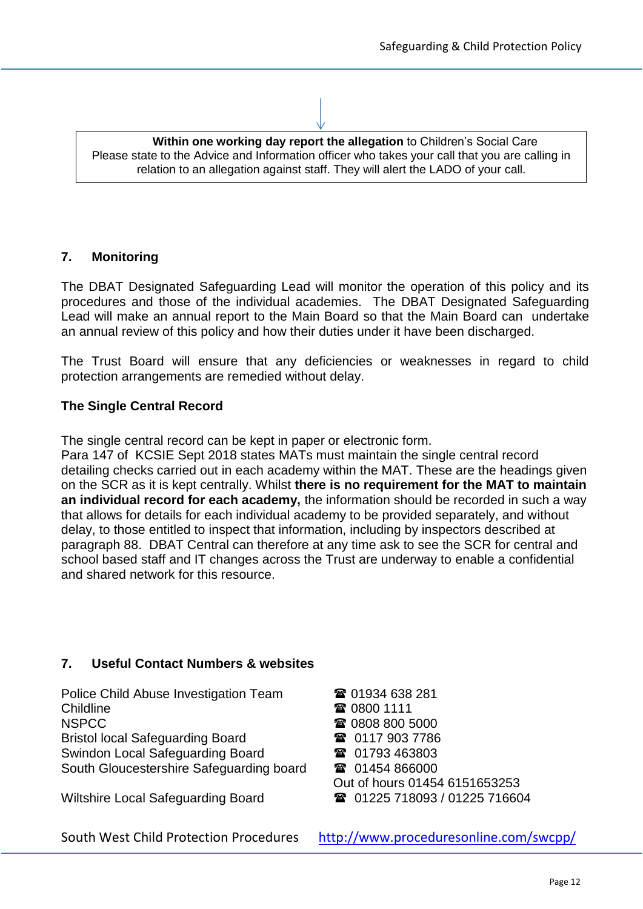**Within one working day report the allegation** to Children's Social Care
Please state to the Advice and Information officer who takes your call that you are calling in relation to an allegation against staff. They will alert the LADO of your call.

## 7. Monitoring

The DBAT Designated Safeguarding Lead will monitor the operation of this policy and its procedures and those of the individual academies. The DBAT Designated Safeguarding Lead will make an annual report to the Main Board so that the Main Board can undertake an annual review of this policy and how their duties under it have been discharged.

The Trust Board will ensure that any deficiencies or weaknesses in regard to child protection arrangements are remedied without delay.

### The Single Central Record

The single central record can be kept in paper or electronic form.
Para 147 of KCSIE Sept 2018 states MATs must maintain the single central record detailing checks carried out in each academy within the MAT. These are the headings given on the SCR as it is kept centrally. Whilst **there is no requirement for the MAT to maintain an individual record for each academy,** the information should be recorded in such a way that allows for details for each individual academy to be provided separately, and without delay, to those entitled to inspect that information, including by inspectors described at paragraph 88. DBAT Central can therefore at any time ask to see the SCR for central and school based staff and IT changes across the Trust are underway to enable a confidential and shared network for this resource.

## 7. Useful Contact Numbers & websites

| | |
|---|---|
| Police Child Abuse Investigation Team | ☎ 01934 638 281 |
| Childline | ☎ 0800 1111 |
| NSPCC | ☎ 0808 800 5000 |
| Bristol local Safeguarding Board | ☎ 0117 903 7786 |
| Swindon Local Safeguarding Board | ☎ 01793 463803 |
| South Gloucestershire Safeguarding board | ☎ 01454 866000<br>Out of hours 01454 6151653253 |
| Wiltshire Local Safeguarding Board | ☎ 01225 718093 / 01225 716604 |

South West Child Protection Procedures http://www.proceduresonline.com/swcpp/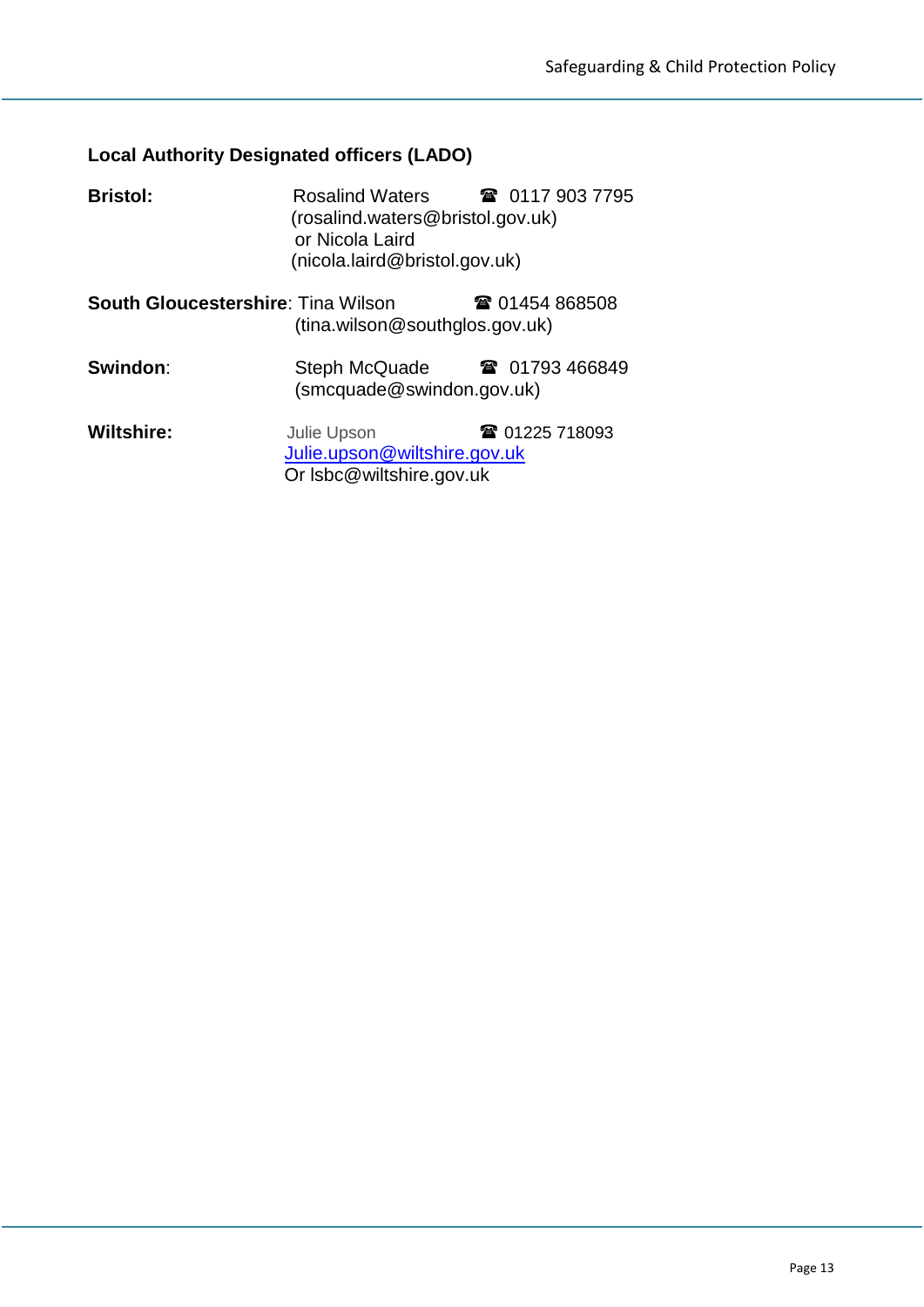**Local Authority Designated officers (LADO)**

**Bristol:** Rosalind Waters ☎ 0117 903 7795
(rosalind.waters@bristol.gov.uk)
or Nicola Laird
(nicola.laird@bristol.gov.uk)

**South Gloucestershire**: Tina Wilson ☎ 01454 868508
(tina.wilson@southglos.gov.uk)

**Swindon**: Steph McQuade ☎ 01793 466849
(smcquade@swindon.gov.uk)

**Wiltshire:** Julie Upson ☎ 01225 718093
Julie.upson@wiltshire.gov.uk
Or lsbc@wiltshire.gov.uk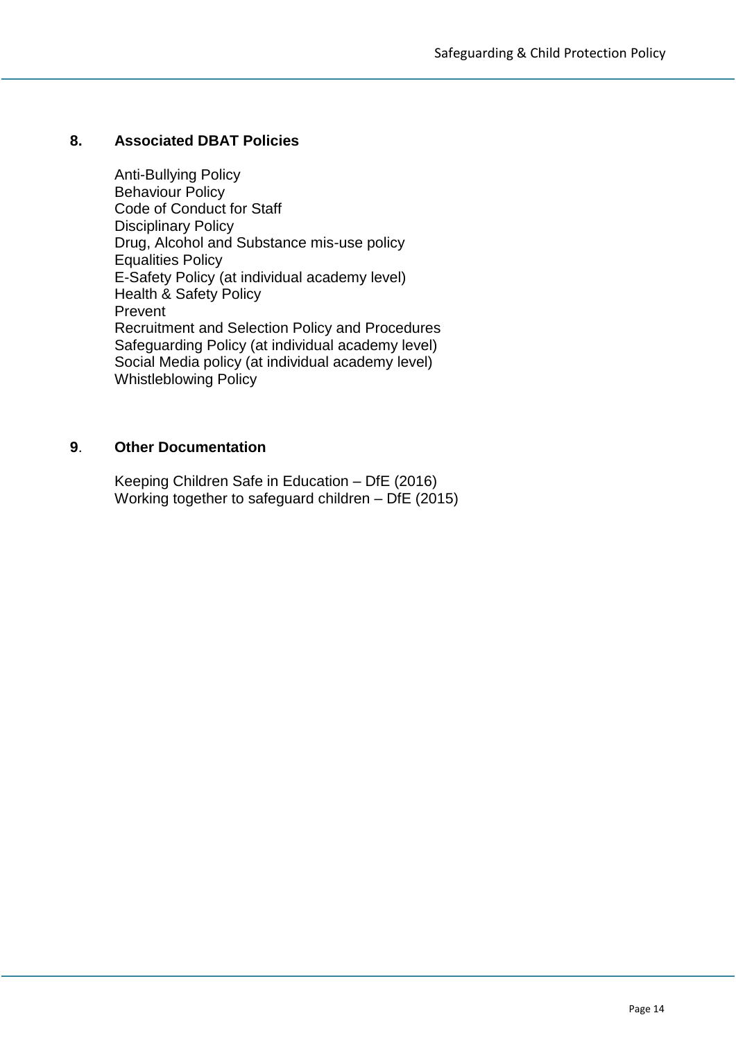## 8. Associated DBAT Policies

Anti-Bullying Policy
Behaviour Policy
Code of Conduct for Staff
Disciplinary Policy
Drug, Alcohol and Substance mis-use policy
Equalities Policy
E-Safety Policy (at individual academy level)
Health & Safety Policy
Prevent
Recruitment and Selection Policy and Procedures
Safeguarding Policy (at individual academy level)
Social Media policy (at individual academy level)
Whistleblowing Policy

## 9. Other Documentation

Keeping Children Safe in Education – DfE (2016)
Working together to safeguard children – DfE (2015)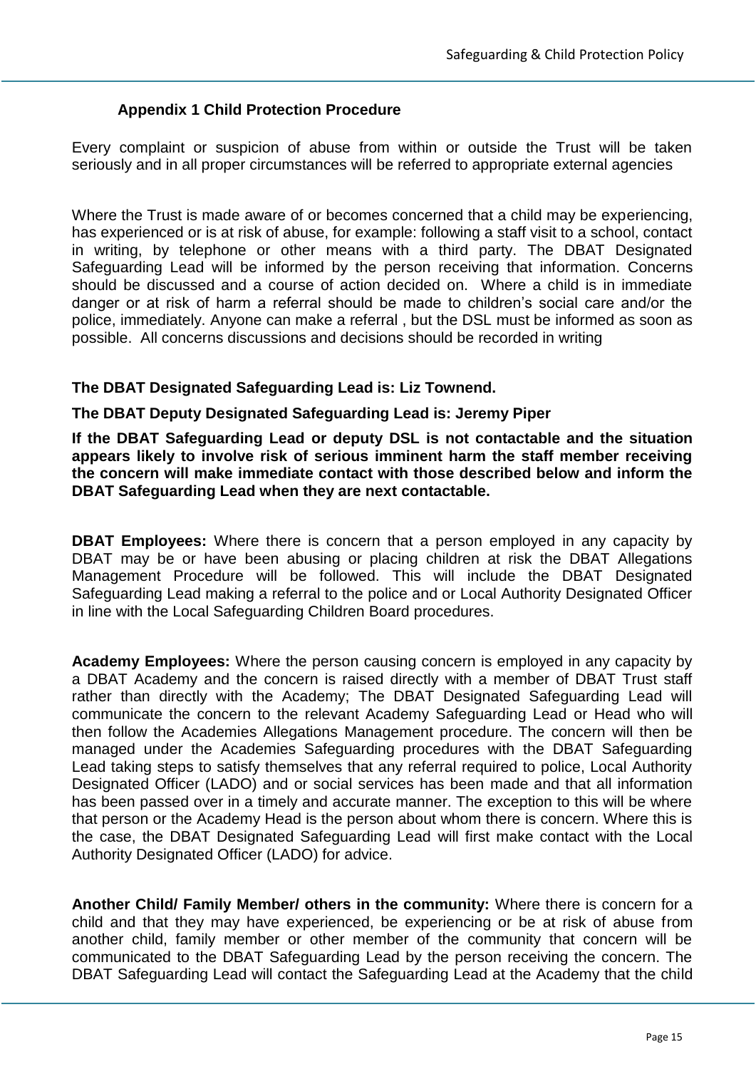### Appendix 1 Child Protection Procedure

Every complaint or suspicion of abuse from within or outside the Trust will be taken seriously and in all proper circumstances will be referred to appropriate external agencies

Where the Trust is made aware of or becomes concerned that a child may be experiencing, has experienced or is at risk of abuse, for example: following a staff visit to a school, contact in writing, by telephone or other means with a third party. The DBAT Designated Safeguarding Lead will be informed by the person receiving that information. Concerns should be discussed and a course of action decided on. Where a child is in immediate danger or at risk of harm a referral should be made to children's social care and/or the police, immediately. Anyone can make a referral , but the DSL must be informed as soon as possible. All concerns discussions and decisions should be recorded in writing

**The DBAT Designated Safeguarding Lead is: Liz Townend.**

**The DBAT Deputy Designated Safeguarding Lead is: Jeremy Piper**

**If the DBAT Safeguarding Lead or deputy DSL is not contactable and the situation appears likely to involve risk of serious imminent harm the staff member receiving the concern will make immediate contact with those described below and inform the DBAT Safeguarding Lead when they are next contactable.**

**DBAT Employees:** Where there is concern that a person employed in any capacity by DBAT may be or have been abusing or placing children at risk the DBAT Allegations Management Procedure will be followed. This will include the DBAT Designated Safeguarding Lead making a referral to the police and or Local Authority Designated Officer in line with the Local Safeguarding Children Board procedures.

**Academy Employees:** Where the person causing concern is employed in any capacity by a DBAT Academy and the concern is raised directly with a member of DBAT Trust staff rather than directly with the Academy; The DBAT Designated Safeguarding Lead will communicate the concern to the relevant Academy Safeguarding Lead or Head who will then follow the Academies Allegations Management procedure. The concern will then be managed under the Academies Safeguarding procedures with the DBAT Safeguarding Lead taking steps to satisfy themselves that any referral required to police, Local Authority Designated Officer (LADO) and or social services has been made and that all information has been passed over in a timely and accurate manner. The exception to this will be where that person or the Academy Head is the person about whom there is concern. Where this is the case, the DBAT Designated Safeguarding Lead will first make contact with the Local Authority Designated Officer (LADO) for advice.

**Another Child/ Family Member/ others in the community:** Where there is concern for a child and that they may have experienced, be experiencing or be at risk of abuse from another child, family member or other member of the community that concern will be communicated to the DBAT Safeguarding Lead by the person receiving the concern. The DBAT Safeguarding Lead will contact the Safeguarding Lead at the Academy that the child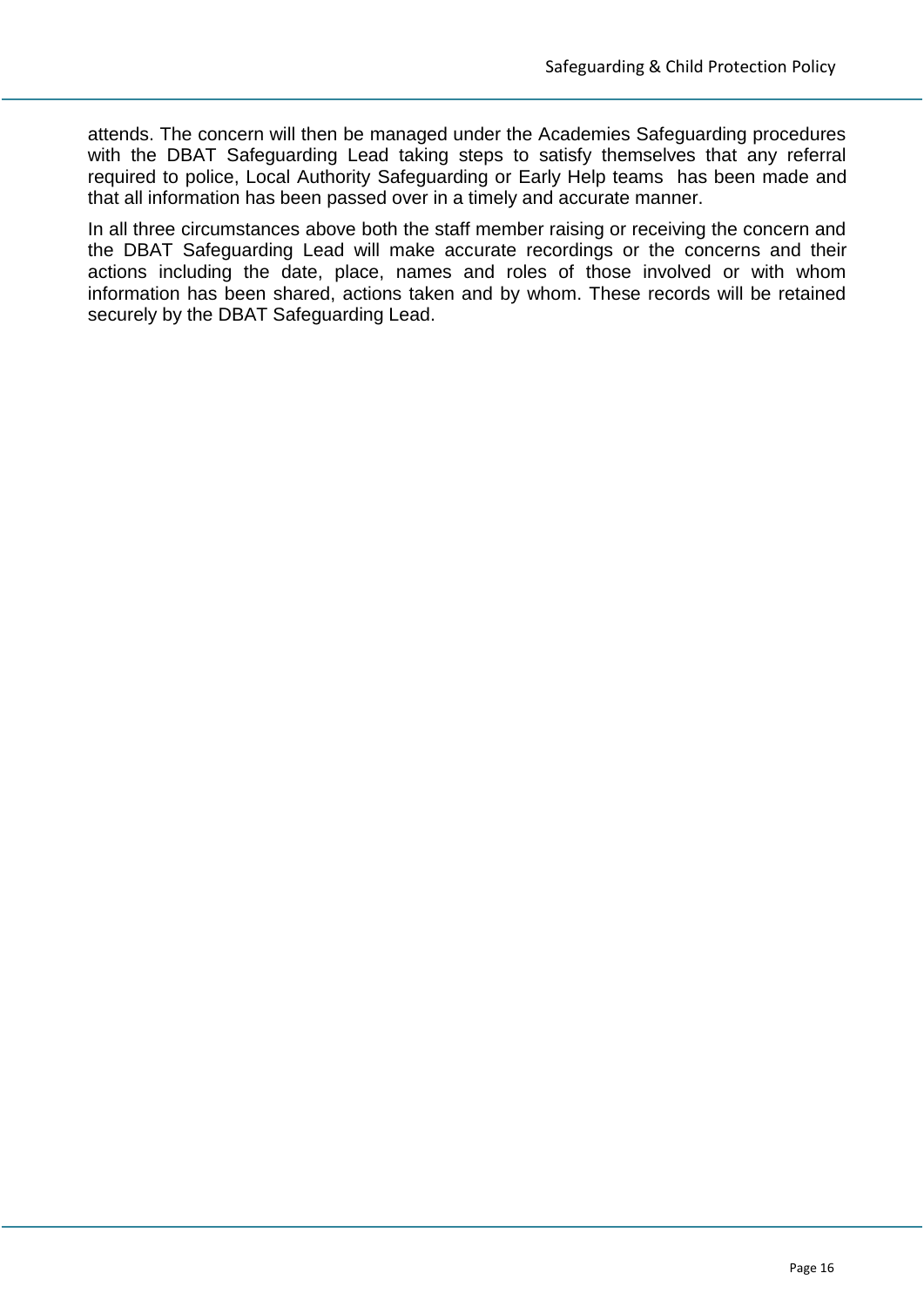attends. The concern will then be managed under the Academies Safeguarding procedures with the DBAT Safeguarding Lead taking steps to satisfy themselves that any referral required to police, Local Authority Safeguarding or Early Help teams has been made and that all information has been passed over in a timely and accurate manner.

In all three circumstances above both the staff member raising or receiving the concern and the DBAT Safeguarding Lead will make accurate recordings or the concerns and their actions including the date, place, names and roles of those involved or with whom information has been shared, actions taken and by whom. These records will be retained securely by the DBAT Safeguarding Lead.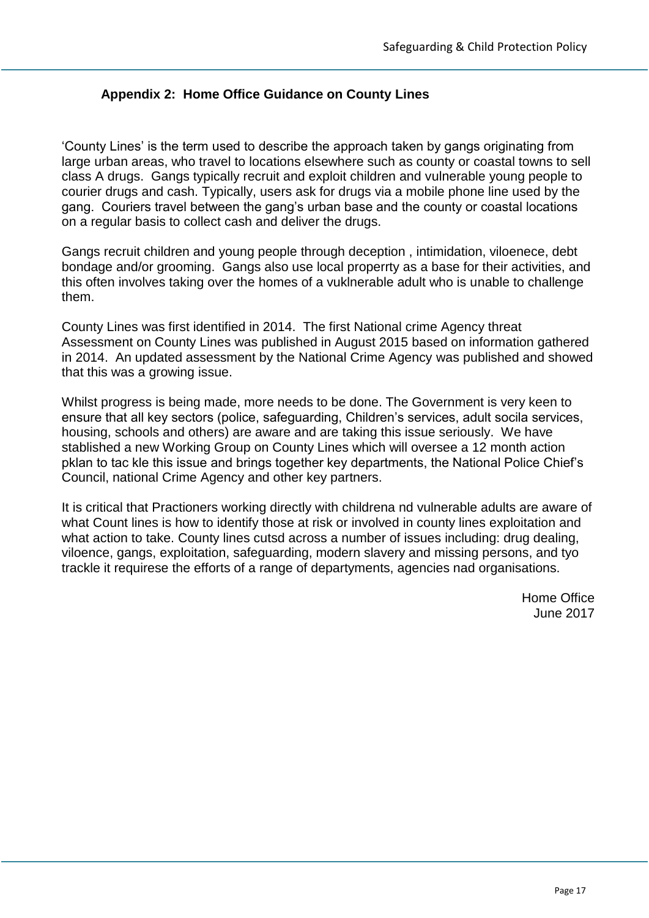## Appendix 2: Home Office Guidance on County Lines

'County Lines' is the term used to describe the approach taken by gangs originating from large urban areas, who travel to locations elsewhere such as county or coastal towns to sell class A drugs. Gangs typically recruit and exploit children and vulnerable young people to courier drugs and cash. Typically, users ask for drugs via a mobile phone line used by the gang. Couriers travel between the gang's urban base and the county or coastal locations on a regular basis to collect cash and deliver the drugs.

Gangs recruit children and young people through deception , intimidation, viloenece, debt bondage and/or grooming. Gangs also use local properrty as a base for their activities, and this often involves taking over the homes of a vuklnerable adult who is unable to challenge them.

County Lines was first identified in 2014. The first National crime Agency threat Assessment on County Lines was published in August 2015 based on information gathered in 2014. An updated assessment by the National Crime Agency was published and showed that this was a growing issue.

Whilst progress is being made, more needs to be done. The Government is very keen to ensure that all key sectors (police, safeguarding, Children's services, adult socila services, housing, schools and others) are aware and are taking this issue seriously. We have stablished a new Working Group on County Lines which will oversee a 12 month action pklan to tac kle this issue and brings together key departments, the National Police Chief's Council, national Crime Agency and other key partners.

It is critical that Practioners working directly with childrena nd vulnerable adults are aware of what Count lines is how to identify those at risk or involved in county lines exploitation and what action to take. County lines cutsd across a number of issues including: drug dealing, viloence, gangs, exploitation, safeguarding, modern slavery and missing persons, and tyo trackle it requirese the efforts of a range of departyments, agencies nad organisations.

Home Office
June 2017